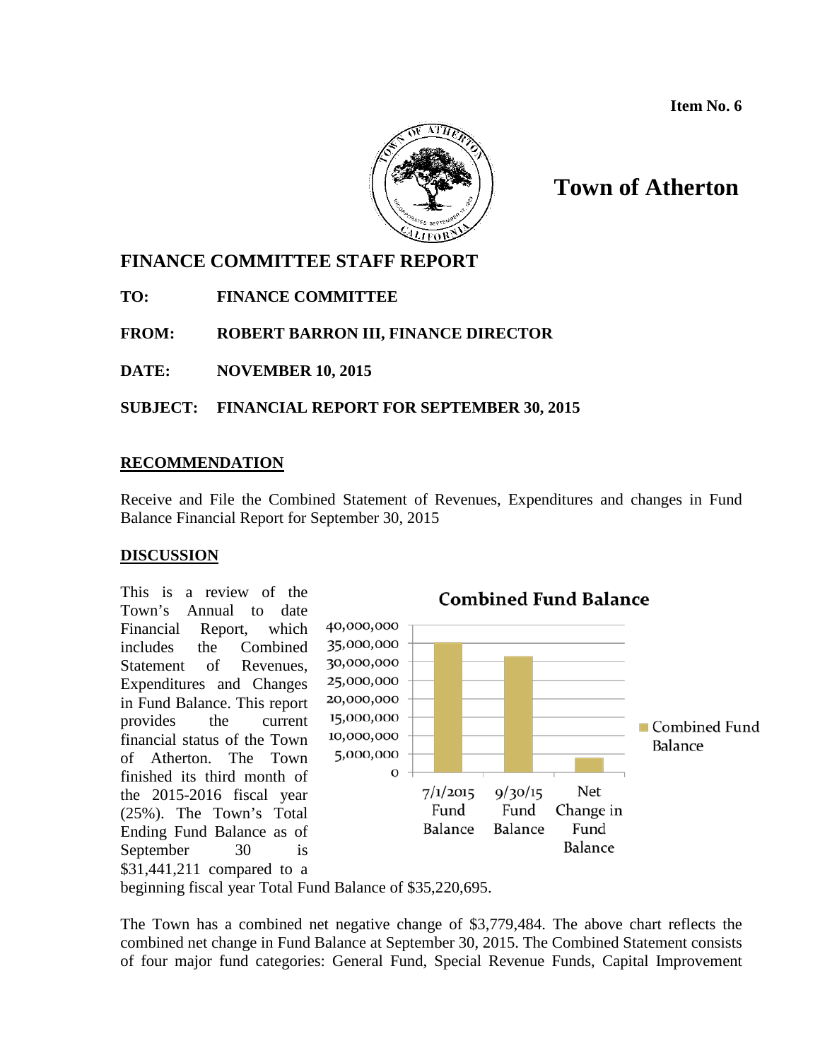**Item No. 6**

# Town of Atherton

## FINANCE COMMITTEE STAFF REPORT

**TO:** **FINANCE COMMITTEE**

**FROM:** **ROBERT BARRON III, FINANCE DIRECTOR**

**DATE:** **NOVEMBER 10, 2015**

**SUBJECT:** **FINANCIAL REPORT FOR SEPTEMBER 30, 2015**

### RECOMMENDATION

Receive and File the Combined Statement of Revenues, Expenditures and changes in Fund Balance Financial Report for September 30, 2015

### DISCUSSION

This is a review of the Town's Annual to date Financial Report, which includes the Combined Statement of Revenues, Expenditures and Changes in Fund Balance. This report provides the current financial status of the Town of Atherton. The Town finished its third month of the 2015-2016 fiscal year (25%). The Town's Total Ending Fund Balance as of September 30 is $31,441,211 compared to a beginning fiscal year Total Fund Balance of $35,220,695.

**Combined Fund Balance**

| | Combined Fund Balance |
|---|---|
| 7/1/2015 Fund Balance | 35,220,695 |
| 9/30/15 Fund Balance | 31,441,211 |
| Net Change in Fund Balance | 3,779,484 |

The Town has a combined net negative change of $3,779,484. The above chart reflects the combined net change in Fund Balance at September 30, 2015. The Combined Statement consists of four major fund categories: General Fund, Special Revenue Funds, Capital Improvement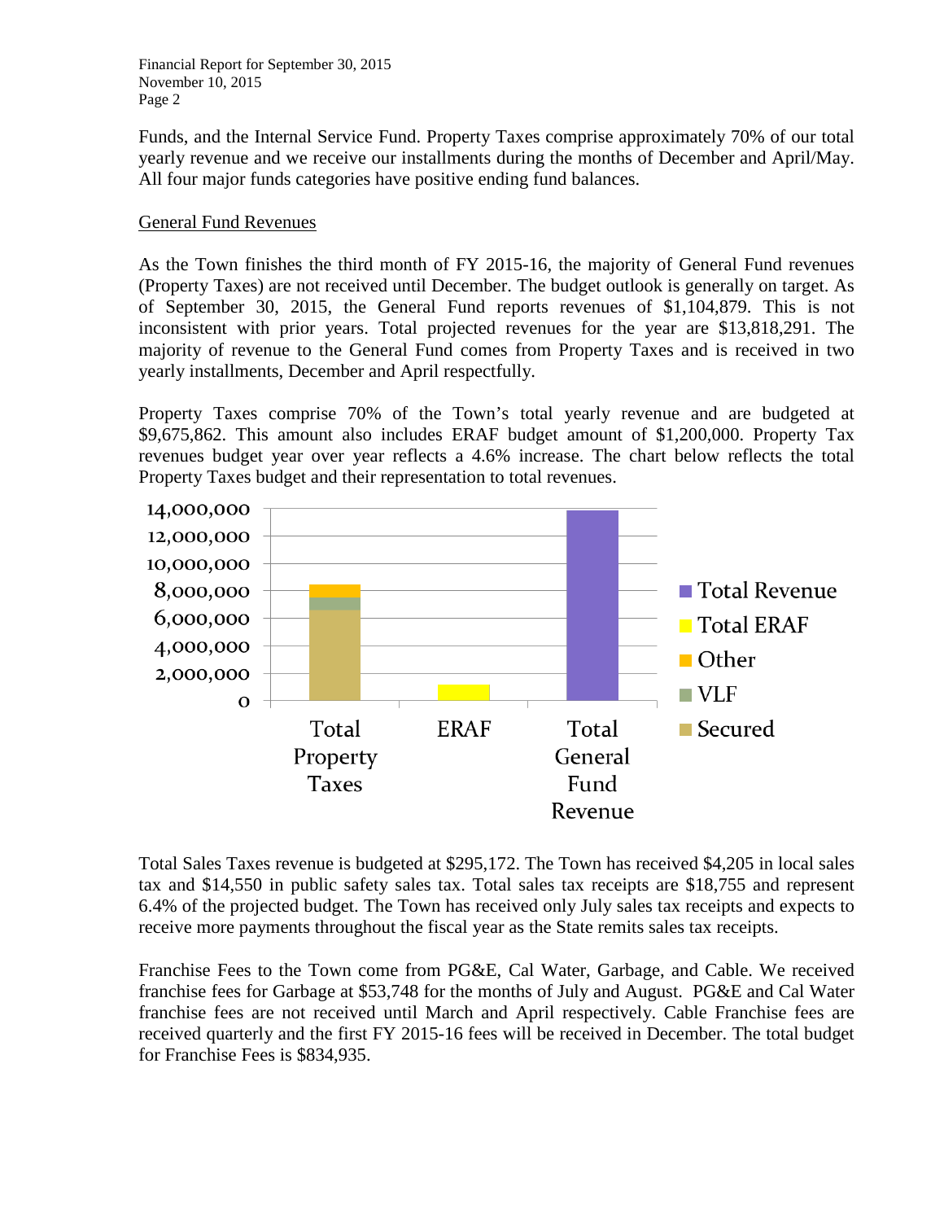Funds, and the Internal Service Fund. Property Taxes comprise approximately 70% of our total yearly revenue and we receive our installments during the months of December and April/May. All four major funds categories have positive ending fund balances.

## General Fund Revenues

As the Town finishes the third month of FY 2015-16, the majority of General Fund revenues (Property Taxes) are not received until December. The budget outlook is generally on target. As of September 30, 2015, the General Fund reports revenues of $1,104,879. This is not inconsistent with prior years. Total projected revenues for the year are $13,818,291. The majority of revenue to the General Fund comes from Property Taxes and is received in two yearly installments, December and April respectfully.

Property Taxes comprise 70% of the Town's total yearly revenue and are budgeted at $9,675,862. This amount also includes ERAF budget amount of $1,200,000. Property Tax revenues budget year over year reflects a 4.6% increase. The chart below reflects the total Property Taxes budget and their representation to total revenues.

Total Sales Taxes revenue is budgeted at $295,172. The Town has received $4,205 in local sales tax and $14,550 in public safety sales tax. Total sales tax receipts are $18,755 and represent 6.4% of the projected budget. The Town has received only July sales tax receipts and expects to receive more payments throughout the fiscal year as the State remits sales tax receipts.

Franchise Fees to the Town come from PG&E, Cal Water, Garbage, and Cable. We received franchise fees for Garbage at $53,748 for the months of July and August. PG&E and Cal Water franchise fees are not received until March and April respectively. Cable Franchise fees are received quarterly and the first FY 2015-16 fees will be received in December. The total budget for Franchise Fees is $834,935.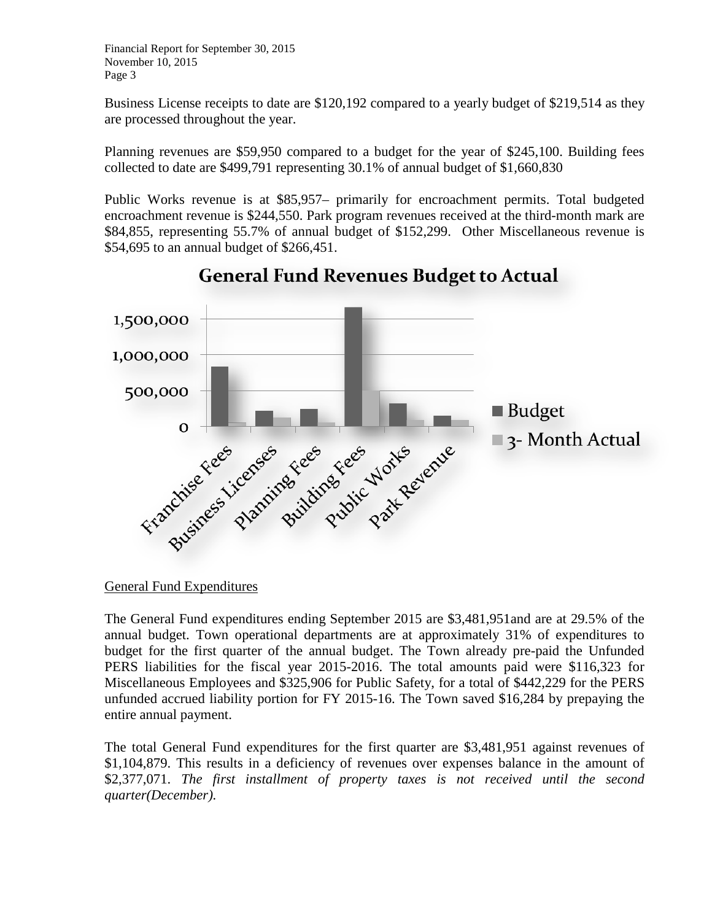Business License receipts to date are $120,192 compared to a yearly budget of $219,514 as they are processed throughout the year.

Planning revenues are $59,950 compared to a budget for the year of $245,100. Building fees collected to date are $499,791 representing 30.1% of annual budget of $1,660,830

Public Works revenue is at $85,957– primarily for encroachment permits. Total budgeted encroachment revenue is $244,550. Park program revenues received at the third-month mark are $84,855, representing 55.7% of annual budget of $152,299. Other Miscellaneous revenue is $54,695 to an annual budget of $266,451.

**General Fund Revenues Budget to Actual**

<u>General Fund Expenditures</u>

The General Fund expenditures ending September 2015 are $3,481,951and are at 29.5% of the annual budget. Town operational departments are at approximately 31% of expenditures to budget for the first quarter of the annual budget. The Town already pre-paid the Unfunded PERS liabilities for the fiscal year 2015-2016. The total amounts paid were $116,323 for Miscellaneous Employees and $325,906 for Public Safety, for a total of $442,229 for the PERS unfunded accrued liability portion for FY 2015-16. The Town saved $16,284 by prepaying the entire annual payment.

The total General Fund expenditures for the first quarter are $3,481,951 against revenues of $1,104,879. This results in a deficiency of revenues over expenses balance in the amount of $2,377,071. *The first installment of property taxes is not received until the second quarter(December).*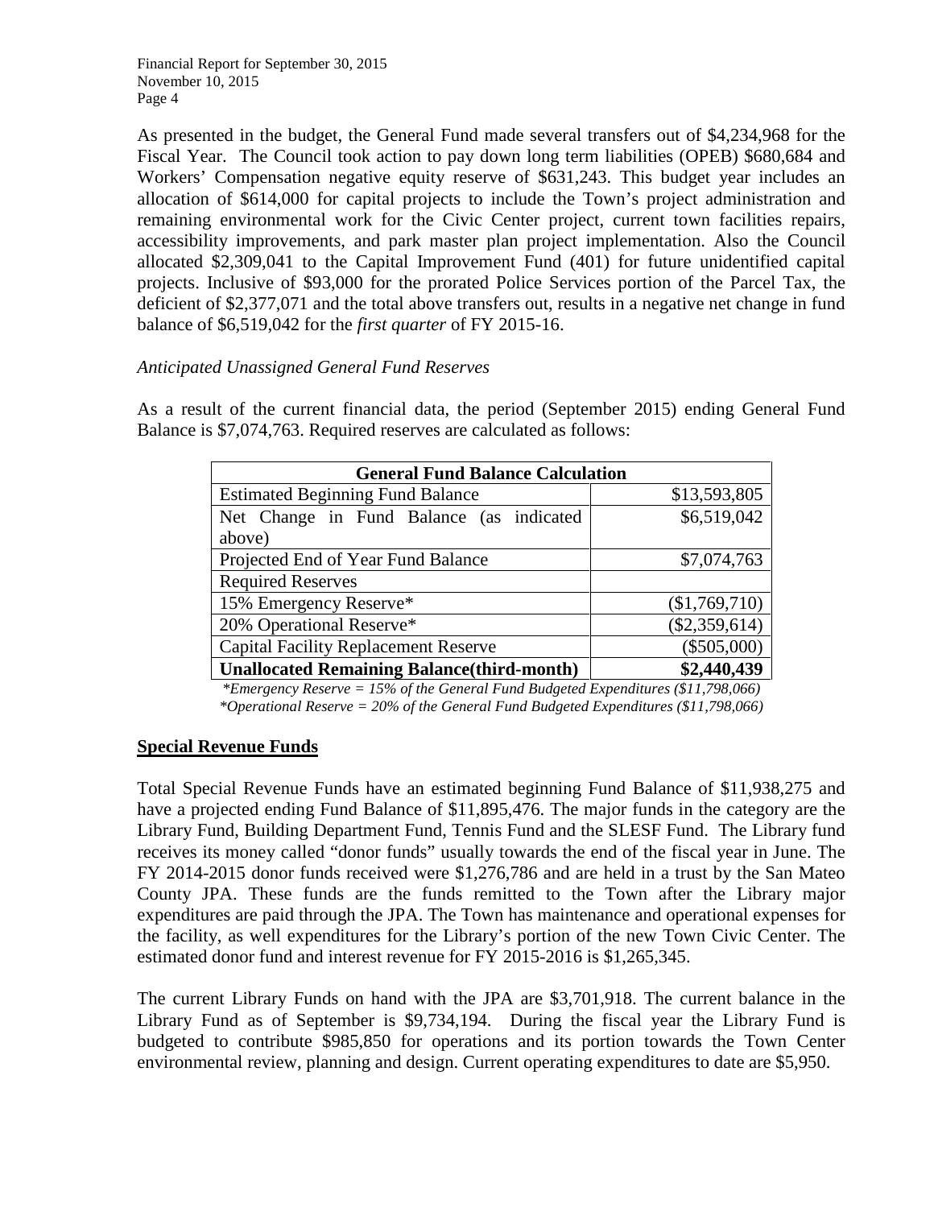As presented in the budget, the General Fund made several transfers out of $4,234,968 for the Fiscal Year. The Council took action to pay down long term liabilities (OPEB) $680,684 and Workers' Compensation negative equity reserve of $631,243. This budget year includes an allocation of $614,000 for capital projects to include the Town's project administration and remaining environmental work for the Civic Center project, current town facilities repairs, accessibility improvements, and park master plan project implementation. Also the Council allocated $2,309,041 to the Capital Improvement Fund (401) for future unidentified capital projects. Inclusive of $93,000 for the prorated Police Services portion of the Parcel Tax, the deficient of $2,377,071 and the total above transfers out, results in a negative net change in fund balance of $6,519,042 for the *first quarter* of FY 2015-16.

*Anticipated Unassigned General Fund Reserves*

As a result of the current financial data, the period (September 2015) ending General Fund Balance is $7,074,763. Required reserves are calculated as follows:

| General Fund Balance Calculation | |
|---|---|
| Estimated Beginning Fund Balance | $13,593,805 |
| Net Change in Fund Balance (as indicated above) | $6,519,042 |
| Projected End of Year Fund Balance | $7,074,763 |
| Required Reserves | |
| 15% Emergency Reserve* | ($1,769,710) |
| 20% Operational Reserve* | ($2,359,614) |
| Capital Facility Replacement Reserve | ($505,000) |
| **Unallocated Remaining Balance(third-month)** | **$2,440,439** |

*\*Emergency Reserve = 15% of the General Fund Budgeted Expenditures ($11,798,066)*
*\*Operational Reserve = 20% of the General Fund Budgeted Expenditures ($11,798,066)*

## Special Revenue Funds

Total Special Revenue Funds have an estimated beginning Fund Balance of $11,938,275 and have a projected ending Fund Balance of $11,895,476. The major funds in the category are the Library Fund, Building Department Fund, Tennis Fund and the SLESF Fund. The Library fund receives its money called "donor funds" usually towards the end of the fiscal year in June. The FY 2014-2015 donor funds received were $1,276,786 and are held in a trust by the San Mateo County JPA. These funds are the funds remitted to the Town after the Library major expenditures are paid through the JPA. The Town has maintenance and operational expenses for the facility, as well expenditures for the Library's portion of the new Town Civic Center. The estimated donor fund and interest revenue for FY 2015-2016 is $1,265,345.

The current Library Funds on hand with the JPA are $3,701,918. The current balance in the Library Fund as of September is $9,734,194. During the fiscal year the Library Fund is budgeted to contribute $985,850 for operations and its portion towards the Town Center environmental review, planning and design. Current operating expenditures to date are $5,950.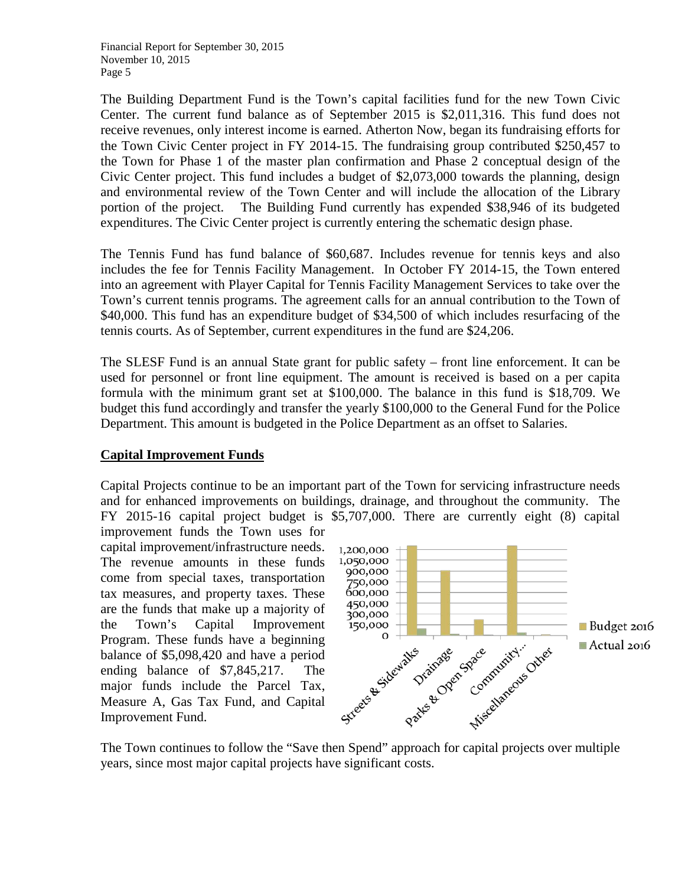The Building Department Fund is the Town's capital facilities fund for the new Town Civic Center. The current fund balance as of September 2015 is $2,011,316. This fund does not receive revenues, only interest income is earned. Atherton Now, began its fundraising efforts for the Town Civic Center project in FY 2014-15. The fundraising group contributed $250,457 to the Town for Phase 1 of the master plan confirmation and Phase 2 conceptual design of the Civic Center project. This fund includes a budget of $2,073,000 towards the planning, design and environmental review of the Town Center and will include the allocation of the Library portion of the project. The Building Fund currently has expended $38,946 of its budgeted expenditures. The Civic Center project is currently entering the schematic design phase.

The Tennis Fund has fund balance of $60,687. Includes revenue for tennis keys and also includes the fee for Tennis Facility Management. In October FY 2014-15, the Town entered into an agreement with Player Capital for Tennis Facility Management Services to take over the Town's current tennis programs. The agreement calls for an annual contribution to the Town of $40,000. This fund has an expenditure budget of $34,500 of which includes resurfacing of the tennis courts. As of September, current expenditures in the fund are $24,206.

The SLESF Fund is an annual State grant for public safety – front line enforcement. It can be used for personnel or front line equipment. The amount is received is based on a per capita formula with the minimum grant set at $100,000. The balance in this fund is $18,709. We budget this fund accordingly and transfer the yearly $100,000 to the General Fund for the Police Department. This amount is budgeted in the Police Department as an offset to Salaries.

**Capital Improvement Funds**

Capital Projects continue to be an important part of the Town for servicing infrastructure needs and for enhanced improvements on buildings, drainage, and throughout the community. The FY 2015-16 capital project budget is $5,707,000. There are currently eight (8) capital improvement funds the Town uses for capital improvement/infrastructure needs. The revenue amounts in these funds come from special taxes, transportation tax measures, and property taxes. These are the funds that make up a majority of the Town's Capital Improvement Program. These funds have a beginning balance of $5,098,420 and have a period ending balance of $7,845,217. The major funds include the Parcel Tax, Measure A, Gas Tax Fund, and Capital Improvement Fund.

The Town continues to follow the "Save then Spend" approach for capital projects over multiple years, since most major capital projects have significant costs.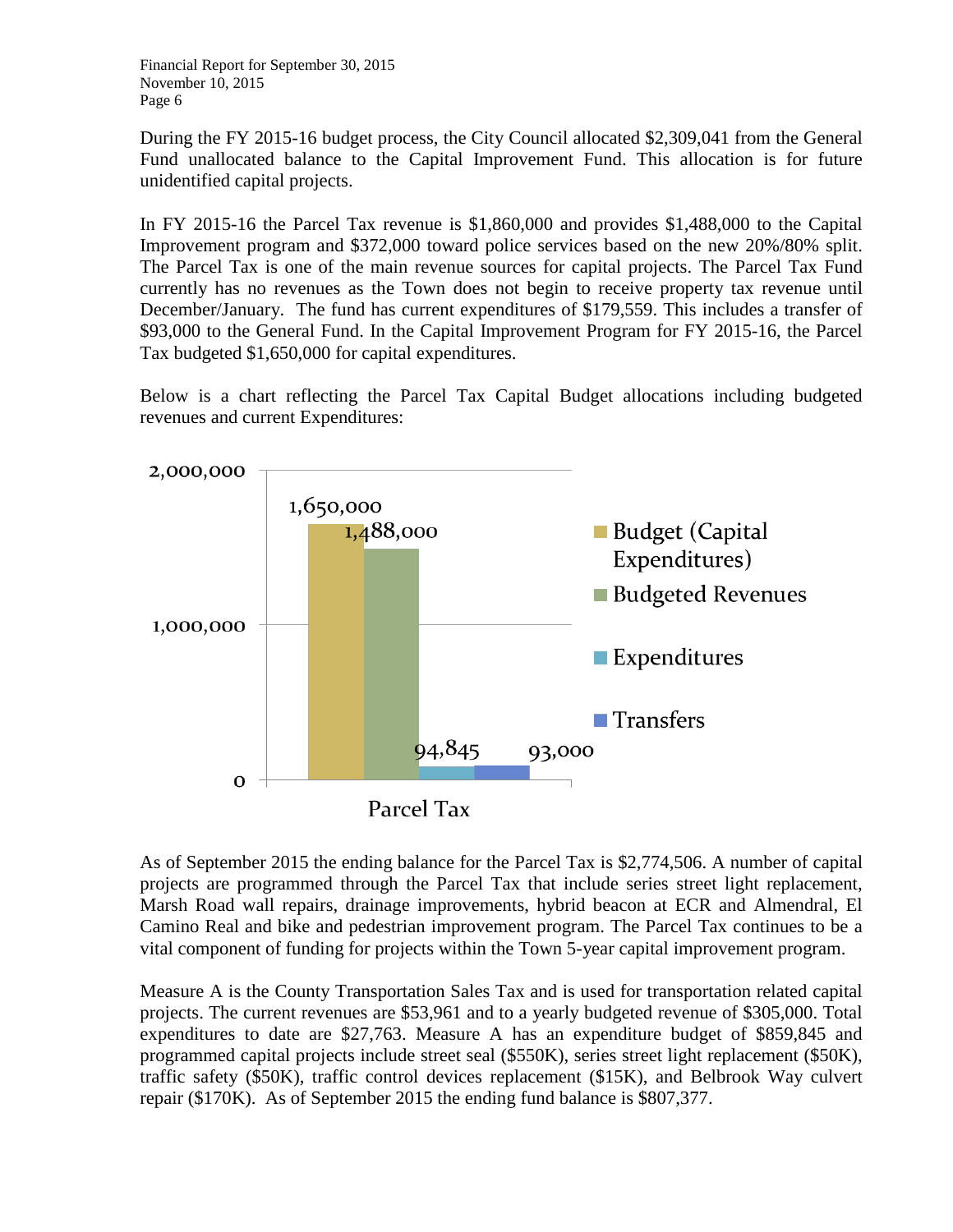During the FY 2015-16 budget process, the City Council allocated $2,309,041 from the General Fund unallocated balance to the Capital Improvement Fund. This allocation is for future unidentified capital projects.

In FY 2015-16 the Parcel Tax revenue is $1,860,000 and provides $1,488,000 to the Capital Improvement program and $372,000 toward police services based on the new 20%/80% split. The Parcel Tax is one of the main revenue sources for capital projects. The Parcel Tax Fund currently has no revenues as the Town does not begin to receive property tax revenue until December/January. The fund has current expenditures of $179,559. This includes a transfer of $93,000 to the General Fund. In the Capital Improvement Program for FY 2015-16, the Parcel Tax budgeted $1,650,000 for capital expenditures.

Below is a chart reflecting the Parcel Tax Capital Budget allocations including budgeted revenues and current Expenditures:

As of September 2015 the ending balance for the Parcel Tax is $2,774,506. A number of capital projects are programmed through the Parcel Tax that include series street light replacement, Marsh Road wall repairs, drainage improvements, hybrid beacon at ECR and Almendral, El Camino Real and bike and pedestrian improvement program. The Parcel Tax continues to be a vital component of funding for projects within the Town 5-year capital improvement program.

Measure A is the County Transportation Sales Tax and is used for transportation related capital projects. The current revenues are $53,961 and to a yearly budgeted revenue of $305,000. Total expenditures to date are $27,763. Measure A has an expenditure budget of $859,845 and programmed capital projects include street seal ($550K), series street light replacement ($50K), traffic safety ($50K), traffic control devices replacement ($15K), and Belbrook Way culvert repair ($170K). As of September 2015 the ending fund balance is $807,377.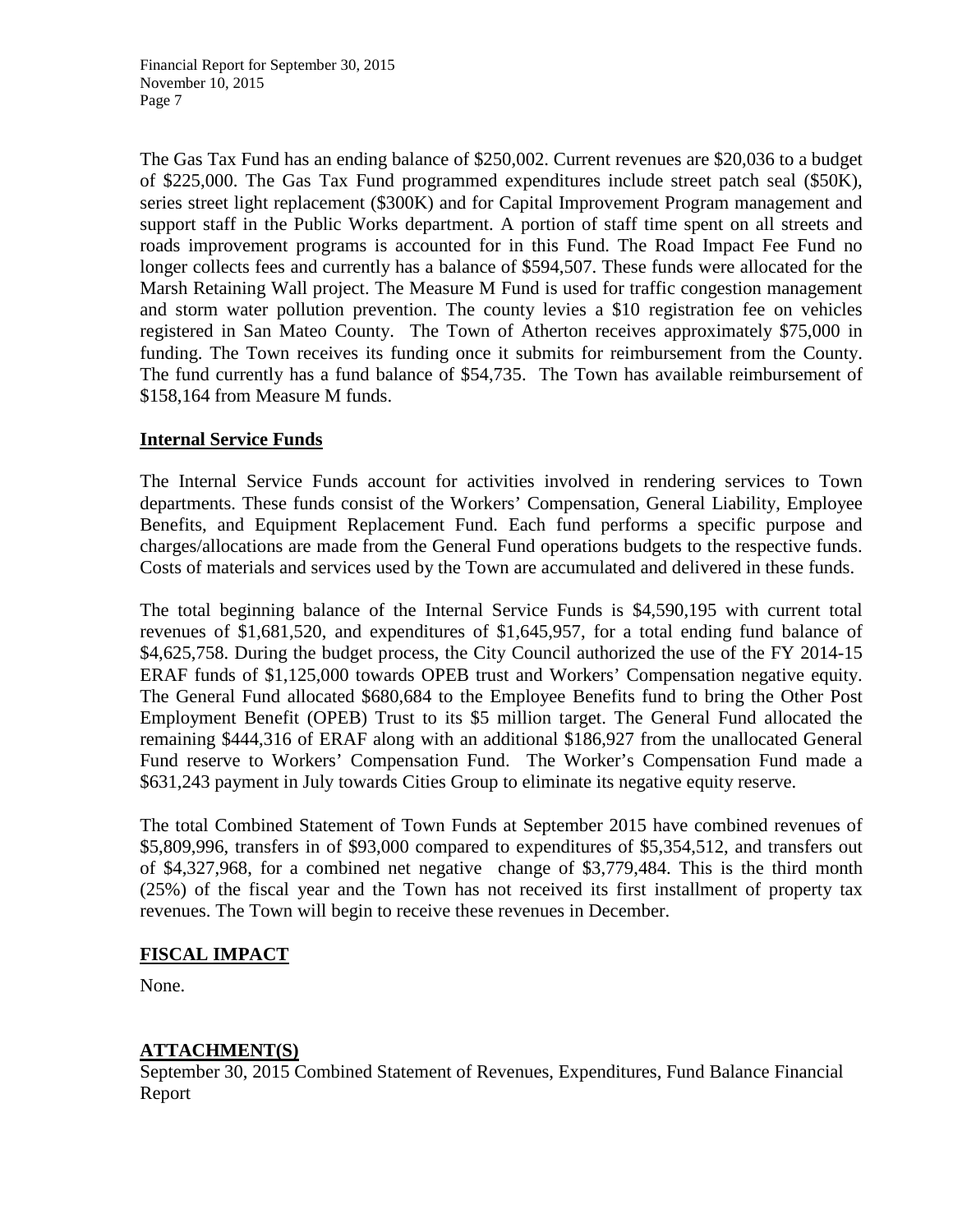The Gas Tax Fund has an ending balance of $250,002. Current revenues are $20,036 to a budget of $225,000. The Gas Tax Fund programmed expenditures include street patch seal ($50K), series street light replacement ($300K) and for Capital Improvement Program management and support staff in the Public Works department. A portion of staff time spent on all streets and roads improvement programs is accounted for in this Fund. The Road Impact Fee Fund no longer collects fees and currently has a balance of $594,507. These funds were allocated for the Marsh Retaining Wall project. The Measure M Fund is used for traffic congestion management and storm water pollution prevention. The county levies a $10 registration fee on vehicles registered in San Mateo County. The Town of Atherton receives approximately $75,000 in funding. The Town receives its funding once it submits for reimbursement from the County. The fund currently has a fund balance of $54,735. The Town has available reimbursement of $158,164 from Measure M funds.

## Internal Service Funds

The Internal Service Funds account for activities involved in rendering services to Town departments. These funds consist of the Workers' Compensation, General Liability, Employee Benefits, and Equipment Replacement Fund. Each fund performs a specific purpose and charges/allocations are made from the General Fund operations budgets to the respective funds. Costs of materials and services used by the Town are accumulated and delivered in these funds.

The total beginning balance of the Internal Service Funds is $4,590,195 with current total revenues of $1,681,520, and expenditures of $1,645,957, for a total ending fund balance of $4,625,758. During the budget process, the City Council authorized the use of the FY 2014-15 ERAF funds of $1,125,000 towards OPEB trust and Workers' Compensation negative equity. The General Fund allocated $680,684 to the Employee Benefits fund to bring the Other Post Employment Benefit (OPEB) Trust to its $5 million target. The General Fund allocated the remaining $444,316 of ERAF along with an additional $186,927 from the unallocated General Fund reserve to Workers' Compensation Fund. The Worker's Compensation Fund made a $631,243 payment in July towards Cities Group to eliminate its negative equity reserve.

The total Combined Statement of Town Funds at September 2015 have combined revenues of $5,809,996, transfers in of $93,000 compared to expenditures of $5,354,512, and transfers out of $4,327,968, for a combined net negative change of $3,779,484. This is the third month (25%) of the fiscal year and the Town has not received its first installment of property tax revenues. The Town will begin to receive these revenues in December.

## FISCAL IMPACT

None.

## ATTACHMENT(S)

September 30, 2015 Combined Statement of Revenues, Expenditures, Fund Balance Financial Report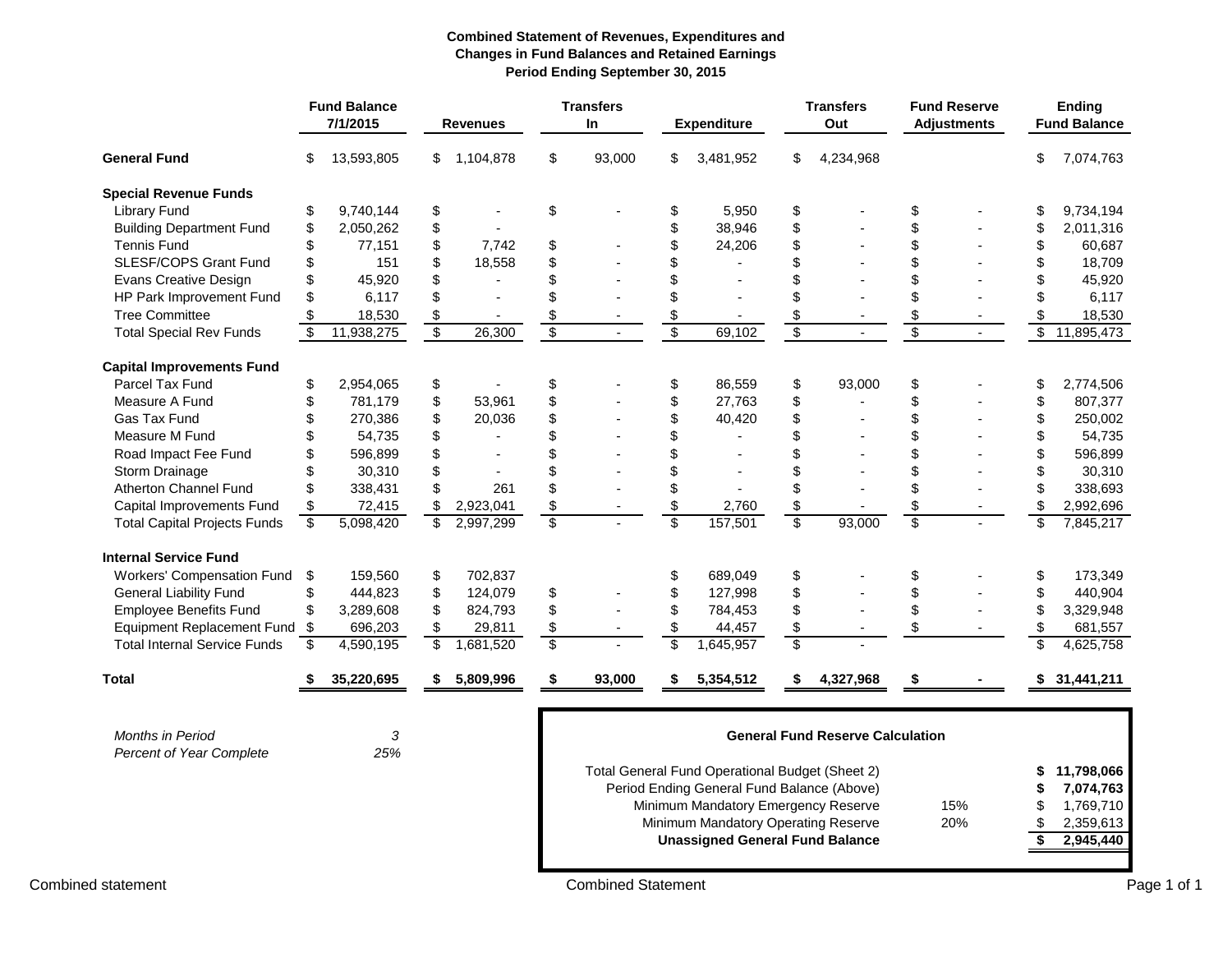**Combined Statement of Revenues, Expenditures and Changes in Fund Balances and Retained Earnings Period Ending September 30, 2015**

| | Fund Balance 7/1/2015 | Revenues | Transfers In | Expenditure | Transfers Out | Fund Reserve Adjustments | Ending Fund Balance |
|---|---|---|---|---|---|---|---|
| **General Fund** | $ 13,593,805 | $ 1,104,878 | $ 93,000 | $ 3,481,952 | $ 4,234,968 | | $ 7,074,763 |
| **Special Revenue Funds** | | | | | | | |
| Library Fund | $ 9,740,144 | $ - | $ - | $ 5,950 | $ - | $ - | $ 9,734,194 |
| Building Department Fund | $ 2,050,262 | $ - | | $ 38,946 | $ - | $ - | $ 2,011,316 |
| Tennis Fund | $ 77,151 | $ 7,742 | $ - | $ 24,206 | $ - | $ - | $ 60,687 |
| SLESF/COPS Grant Fund | $ 151 | $ 18,558 | $ - | $ - | $ - | $ - | $ 18,709 |
| Evans Creative Design | $ 45,920 | $ - | $ - | $ - | $ - | $ - | $ 45,920 |
| HP Park Improvement Fund | $ 6,117 | $ - | $ - | $ - | $ - | $ - | $ 6,117 |
| Tree Committee | $ 18,530 | $ - | $ - | $ - | $ - | $ - | $ 18,530 |
| Total Special Rev Funds | $ 11,938,275 | $ 26,300 | $ - | $ 69,102 | $ - | $ - | $ 11,895,473 |
| **Capital Improvements Fund** | | | | | | | |
| Parcel Tax Fund | $ 2,954,065 | $ - | $ - | $ 86,559 | $ 93,000 | $ - | $ 2,774,506 |
| Measure A Fund | $ 781,179 | $ 53,961 | $ - | $ 27,763 | $ - | $ - | $ 807,377 |
| Gas Tax Fund | $ 270,386 | $ 20,036 | $ - | $ 40,420 | $ - | $ - | $ 250,002 |
| Measure M Fund | $ 54,735 | $ - | $ - | $ - | $ - | $ - | $ 54,735 |
| Road Impact Fee Fund | $ 596,899 | $ - | $ - | $ - | $ - | $ - | $ 596,899 |
| Storm Drainage | $ 30,310 | $ - | $ - | $ - | $ - | $ - | $ 30,310 |
| Atherton Channel Fund | $ 338,431 | $ 261 | $ - | $ - | $ - | $ - | $ 338,693 |
| Capital Improvements Fund | $ 72,415 | $ 2,923,041 | $ - | $ 2,760 | $ - | $ - | $ 2,992,696 |
| Total Capital Projects Funds | $ 5,098,420 | $ 2,997,299 | $ - | $ 157,501 | $ 93,000 | $ - | $ 7,845,217 |
| **Internal Service Fund** | | | | | | | |
| Workers' Compensation Fund | $ 159,560 | $ 702,837 | | $ 689,049 | $ - | $ - | $ 173,349 |
| General Liability Fund | $ 444,823 | $ 124,079 | $ - | $ 127,998 | $ - | $ - | $ 440,904 |
| Employee Benefits Fund | $ 3,289,608 | $ 824,793 | $ - | $ 784,453 | $ - | $ - | $ 3,329,948 |
| Equipment Replacement Fund | $ 696,203 | $ 29,811 | $ - | $ 44,457 | $ - | $ - | $ 681,557 |
| Total Internal Service Funds | $ 4,590,195 | $ 1,681,520 | $ - | $ 1,645,957 | $ - | | $ 4,625,758 |
| **Total** | **$ 35,220,695** | **$ 5,809,996** | **$ 93,000** | **$ 5,354,512** | **$ 4,327,968** | **$ -** | **$ 31,441,211** |

| | |
|---|---|
| *Months in Period* | *3* |
| *Percent of Year Complete* | *25%* |

**General Fund Reserve Calculation**

| | | |
|---|---|---|
| Total General Fund Operational Budget (Sheet 2) | | **$ 11,798,066** |
| Period Ending General Fund Balance (Above) | | **$ 7,074,763** |
| Minimum Mandatory Emergency Reserve | 15% | $ 1,769,710 |
| Minimum Mandatory Operating Reserve | 20% | $ 2,359,613 |
| **Unassigned General Fund Balance** | | **$ 2,945,440** |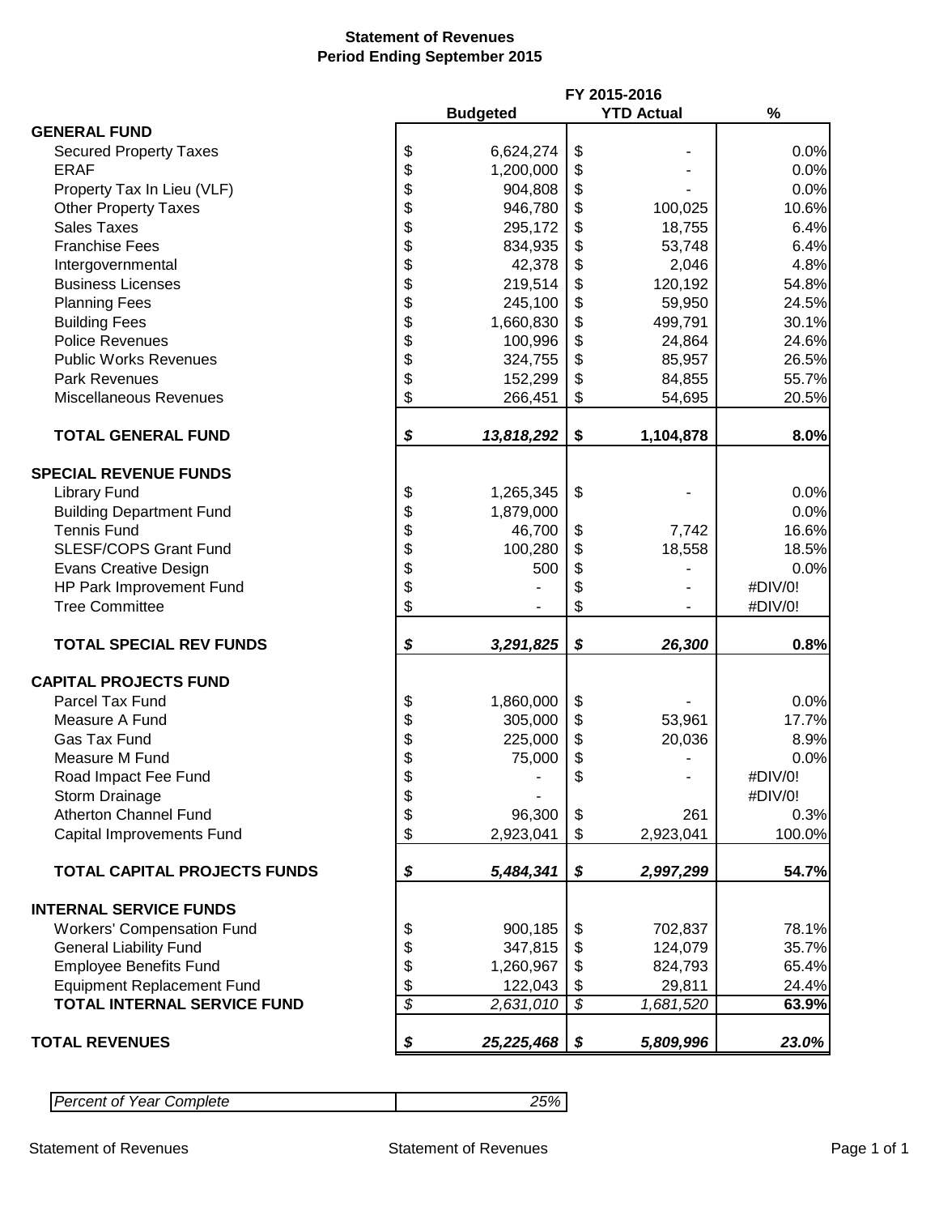**Statement of Revenues**
**Period Ending September 2015**

| | FY 2015-2016 | | |
|---|---|---|---|
| | **Budgeted** | **YTD Actual** | **%** |
| **GENERAL FUND** | | | |
| Secured Property Taxes | $ 6,624,274 | $ - | 0.0% |
| ERAF | $ 1,200,000 | $ - | 0.0% |
| Property Tax In Lieu (VLF) | $ 904,808 | $ - | 0.0% |
| Other Property Taxes | $ 946,780 | $ 100,025 | 10.6% |
| Sales Taxes | $ 295,172 | $ 18,755 | 6.4% |
| Franchise Fees | $ 834,935 | $ 53,748 | 6.4% |
| Intergovernmental | $ 42,378 | $ 2,046 | 4.8% |
| Business Licenses | $ 219,514 | $ 120,192 | 54.8% |
| Planning Fees | $ 245,100 | $ 59,950 | 24.5% |
| Building Fees | $ 1,660,830 | $ 499,791 | 30.1% |
| Police Revenues | $ 100,996 | $ 24,864 | 24.6% |
| Public Works Revenues | $ 324,755 | $ 85,957 | 26.5% |
| Park Revenues | $ 152,299 | $ 84,855 | 55.7% |
| Miscellaneous Revenues | $ 266,451 | $ 54,695 | 20.5% |
| **TOTAL GENERAL FUND** | ***$ 13,818,292*** | **$ 1,104,878** | **8.0%** |
| **SPECIAL REVENUE FUNDS** | | | |
| Library Fund | $ 1,265,345 | $ - | 0.0% |
| Building Department Fund | $ 1,879,000 | | 0.0% |
| Tennis Fund | $ 46,700 | $ 7,742 | 16.6% |
| SLESF/COPS Grant Fund | $ 100,280 | $ 18,558 | 18.5% |
| Evans Creative Design | $ 500 | $ - | 0.0% |
| HP Park Improvement Fund | $ - | $ - | #DIV/0! |
| Tree Committee | $ - | $ - | #DIV/0! |
| **TOTAL SPECIAL REV FUNDS** | ***$ 3,291,825*** | ***$ 26,300*** | **0.8%** |
| **CAPITAL PROJECTS FUND** | | | |
| Parcel Tax Fund | $ 1,860,000 | $ - | 0.0% |
| Measure A Fund | $ 305,000 | $ 53,961 | 17.7% |
| Gas Tax Fund | $ 225,000 | $ 20,036 | 8.9% |
| Measure M Fund | $ 75,000 | $ - | 0.0% |
| Road Impact Fee Fund | $ - | $ - | #DIV/0! |
| Storm Drainage | $ - | | #DIV/0! |
| Atherton Channel Fund | $ 96,300 | $ 261 | 0.3% |
| Capital Improvements Fund | $ 2,923,041 | $ 2,923,041 | 100.0% |
| **TOTAL CAPITAL PROJECTS FUNDS** | ***$ 5,484,341*** | ***$ 2,997,299*** | **54.7%** |
| **INTERNAL SERVICE FUNDS** | | | |
| Workers' Compensation Fund | $ 900,185 | $ 702,837 | 78.1% |
| General Liability Fund | $ 347,815 | $ 124,079 | 35.7% |
| Employee Benefits Fund | $ 1,260,967 | $ 824,793 | 65.4% |
| Equipment Replacement Fund | $ 122,043 | $ 29,811 | 24.4% |
| **TOTAL INTERNAL SERVICE FUND** | *$ 2,631,010* | *$ 1,681,520* | **63.9%** |
| **TOTAL REVENUES** | ***$ 25,225,468*** | ***$ 5,809,996*** | ***23.0%*** |

| *Percent of Year Complete* | *25%* |
|---|---|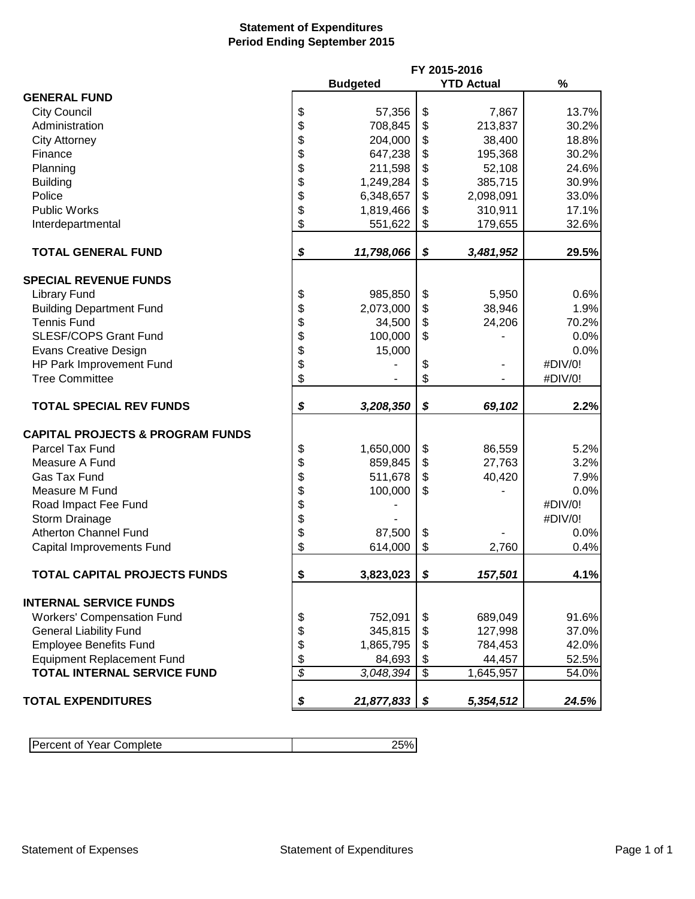**Statement of Expenditures**
**Period Ending September 2015**

| | FY 2015-2016 | | |
|---|---|---|---|
| | **Budgeted** | **YTD Actual** | **%** |
| **GENERAL FUND** | | | |
| City Council | $ 57,356 | $ 7,867 | 13.7% |
| Administration | $ 708,845 | $ 213,837 | 30.2% |
| City Attorney | $ 204,000 | $ 38,400 | 18.8% |
| Finance | $ 647,238 | $ 195,368 | 30.2% |
| Planning | $ 211,598 | $ 52,108 | 24.6% |
| Building | $ 1,249,284 | $ 385,715 | 30.9% |
| Police | $ 6,348,657 | $ 2,098,091 | 33.0% |
| Public Works | $ 1,819,466 | $ 310,911 | 17.1% |
| Interdepartmental | $ 551,622 | $ 179,655 | 32.6% |
| **TOTAL GENERAL FUND** | ***$ 11,798,066*** | ***$ 3,481,952*** | **29.5%** |
| **SPECIAL REVENUE FUNDS** | | | |
| Library Fund | $ 985,850 | $ 5,950 | 0.6% |
| Building Department Fund | $ 2,073,000 | $ 38,946 | 1.9% |
| Tennis Fund | $ 34,500 | $ 24,206 | 70.2% |
| SLESF/COPS Grant Fund | $ 100,000 | $ - | 0.0% |
| Evans Creative Design | $ 15,000 | | 0.0% |
| HP Park Improvement Fund | $ - | $ - | #DIV/0! |
| Tree Committee | $ - | $ - | #DIV/0! |
| **TOTAL SPECIAL REV FUNDS** | ***$ 3,208,350*** | ***$ 69,102*** | **2.2%** |
| **CAPITAL PROJECTS & PROGRAM FUNDS** | | | |
| Parcel Tax Fund | $ 1,650,000 | $ 86,559 | 5.2% |
| Measure A Fund | $ 859,845 | $ 27,763 | 3.2% |
| Gas Tax Fund | $ 511,678 | $ 40,420 | 7.9% |
| Measure M Fund | $ 100,000 | $ - | 0.0% |
| Road Impact Fee Fund | $ - | | #DIV/0! |
| Storm Drainage | $ - | | #DIV/0! |
| Atherton Channel Fund | $ 87,500 | $ - | 0.0% |
| Capital Improvements Fund | $ 614,000 | $ 2,760 | 0.4% |
| **TOTAL CAPITAL PROJECTS FUNDS** | **$ 3,823,023** | ***$ 157,501*** | **4.1%** |
| **INTERNAL SERVICE FUNDS** | | | |
| Workers' Compensation Fund | $ 752,091 | $ 689,049 | 91.6% |
| General Liability Fund | $ 345,815 | $ 127,998 | 37.0% |
| Employee Benefits Fund | $ 1,865,795 | $ 784,453 | 42.0% |
| Equipment Replacement Fund | $ 84,693 | $ 44,457 | 52.5% |
| **TOTAL INTERNAL SERVICE FUND** | *$ 3,048,394* | $ 1,645,957 | 54.0% |
| **TOTAL EXPENDITURES** | ***$ 21,877,833*** | ***$ 5,354,512*** | ***24.5%*** |

| Percent of Year Complete | 25% |
|---|---|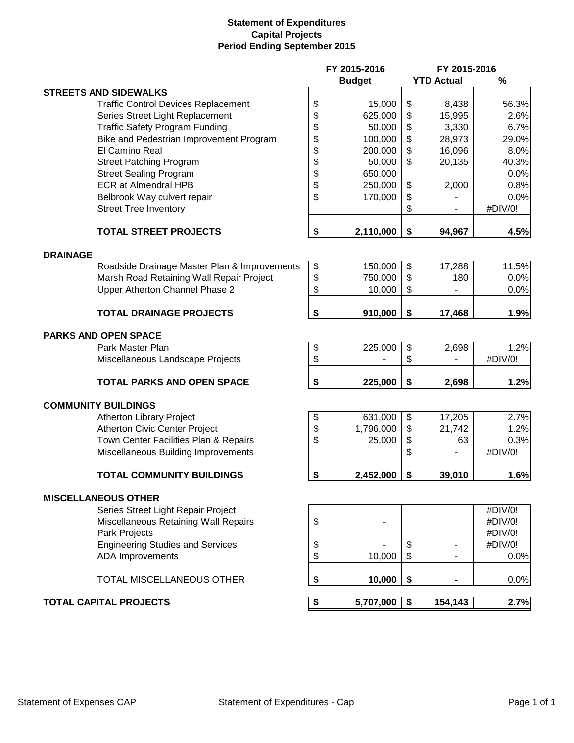**Statement of Expenditures**
**Capital Projects**
**Period Ending September 2015**

| | FY 2015-2016 Budget | FY 2015-2016 YTD Actual | % |
|---|---|---|---|
| **STREETS AND SIDEWALKS** | | | |
| Traffic Control Devices Replacement | $ 15,000 | $ 8,438 | 56.3% |
| Series Street Light Replacement | $ 625,000 | $ 15,995 | 2.6% |
| Traffic Safety Program Funding | $ 50,000 | $ 3,330 | 6.7% |
| Bike and Pedestrian Improvement Program | $ 100,000 | $ 28,973 | 29.0% |
| El Camino Real | $ 200,000 | $ 16,096 | 8.0% |
| Street Patching Program | $ 50,000 | $ 20,135 | 40.3% |
| Street Sealing Program | $ 650,000 | | 0.0% |
| ECR at Almendral HPB | $ 250,000 | $ 2,000 | 0.8% |
| Belbrook Way culvert repair | $ 170,000 | $ - | 0.0% |
| Street Tree Inventory | | $ - | #DIV/0! |
| **TOTAL STREET PROJECTS** | **$ 2,110,000** | **$ 94,967** | **4.5%** |
| **DRAINAGE** | | | |
| Roadside Drainage Master Plan & Improvements | $ 150,000 | $ 17,288 | 11.5% |
| Marsh Road Retaining Wall Repair Project | $ 750,000 | $ 180 | 0.0% |
| Upper Atherton Channel Phase 2 | $ 10,000 | $ - | 0.0% |
| **TOTAL DRAINAGE PROJECTS** | **$ 910,000** | **$ 17,468** | **1.9%** |
| **PARKS AND OPEN SPACE** | | | |
| Park Master Plan | $ 225,000 | $ 2,698 | 1.2% |
| Miscellaneous Landscape Projects | $ - | $ - | #DIV/0! |
| **TOTAL PARKS AND OPEN SPACE** | **$ 225,000** | **$ 2,698** | **1.2%** |
| **COMMUNITY BUILDINGS** | | | |
| Atherton Library Project | $ 631,000 | $ 17,205 | 2.7% |
| Atherton Civic Center Project | $ 1,796,000 | $ 21,742 | 1.2% |
| Town Center Facilities Plan & Repairs | $ 25,000 | $ 63 | 0.3% |
| Miscellaneous Building Improvements | | $ - | #DIV/0! |
| **TOTAL COMMUNITY BUILDINGS** | **$ 2,452,000** | **$ 39,010** | **1.6%** |
| **MISCELLANEOUS OTHER** | | | |
| Series Street Light Repair Project | | | #DIV/0! |
| Miscellaneous Retaining Wall Repairs | $ - | | #DIV/0! |
| Park Projects | | | #DIV/0! |
| Engineering Studies and Services | $ - | $ - | #DIV/0! |
| ADA Improvements | $ 10,000 | $ - | 0.0% |
| TOTAL MISCELLANEOUS OTHER | **$ 10,000** | **$ -** | 0.0% |
| **TOTAL CAPITAL PROJECTS** | **$ 5,707,000** | **$ 154,143** | **2.7%** |